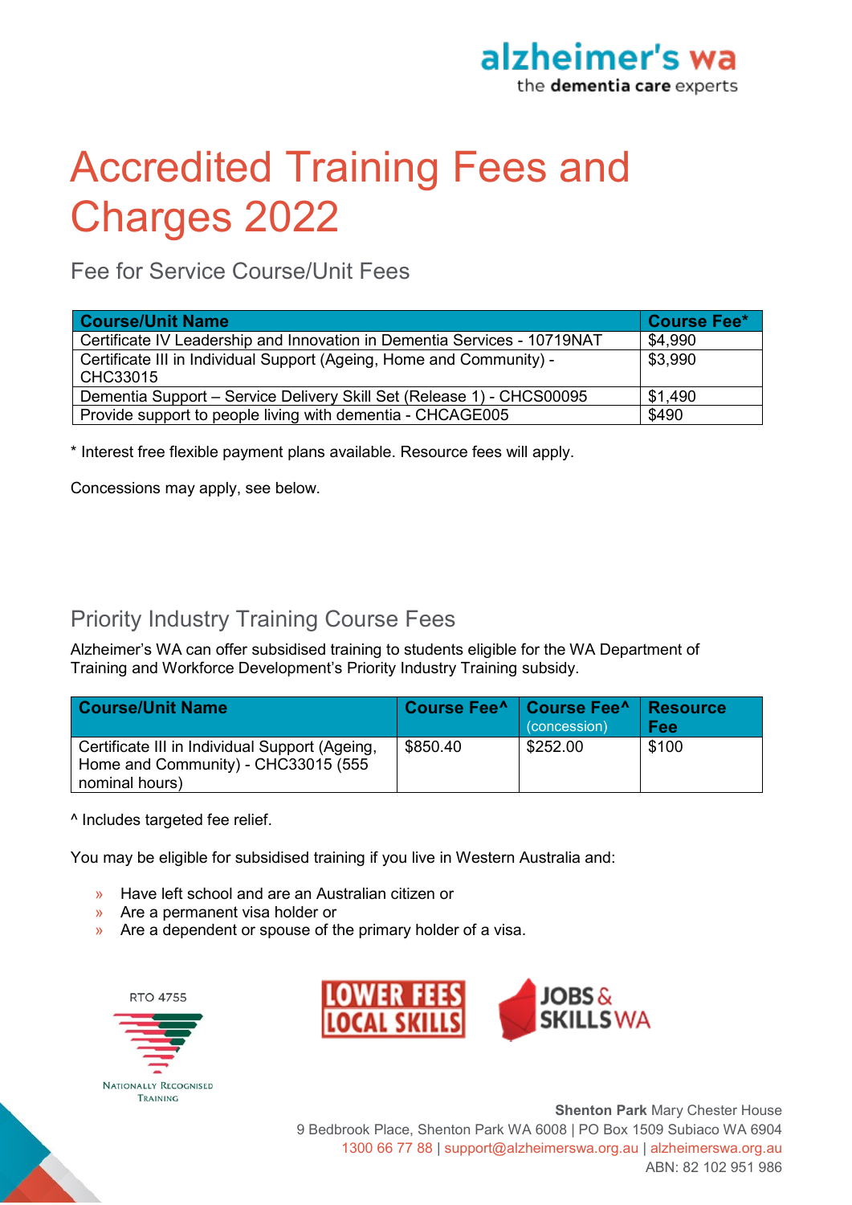alzheimer's wa
the dementia care experts

# Accredited Training Fees and Charges 2022

## Fee for Service Course/Unit Fees

| Course/Unit Name | Course Fee* |
|---|---|
| Certificate IV Leadership and Innovation in Dementia Services - 10719NAT | $4,990 |
| Certificate III in Individual Support (Ageing, Home and Community) - CHC33015 | $3,990 |
| Dementia Support – Service Delivery Skill Set (Release 1) - CHCS00095 | $1,490 |
| Provide support to people living with dementia - CHCAGE005 | $490 |

* Interest free flexible payment plans available. Resource fees will apply.

Concessions may apply, see below.

## Priority Industry Training Course Fees

Alzheimer's WA can offer subsidised training to students eligible for the WA Department of Training and Workforce Development's Priority Industry Training subsidy.

| Course/Unit Name | Course Fee^ | Course Fee^ (concession) | Resource Fee |
|---|---|---|---|
| Certificate III in Individual Support (Ageing, Home and Community) - CHC33015 (555 nominal hours) | $850.40 | $252.00 | $100 |

^ Includes targeted fee relief.

You may be eligible for subsidised training if you live in Western Australia and:

- Have left school and are an Australian citizen or
- Are a permanent visa holder or
- Are a dependent or spouse of the primary holder of a visa.

RTO 4755

NATIONALLY RECOGNISED TRAINING

LOWER FEES LOCAL SKILLS

JOBS & SKILLS WA

**Shenton Park** Mary Chester House
9 Bedbrook Place, Shenton Park WA 6008 | PO Box 1509 Subiaco WA 6904
1300 66 77 88 | support@alzheimerswa.org.au | alzheimerswa.org.au
ABN: 82 102 951 986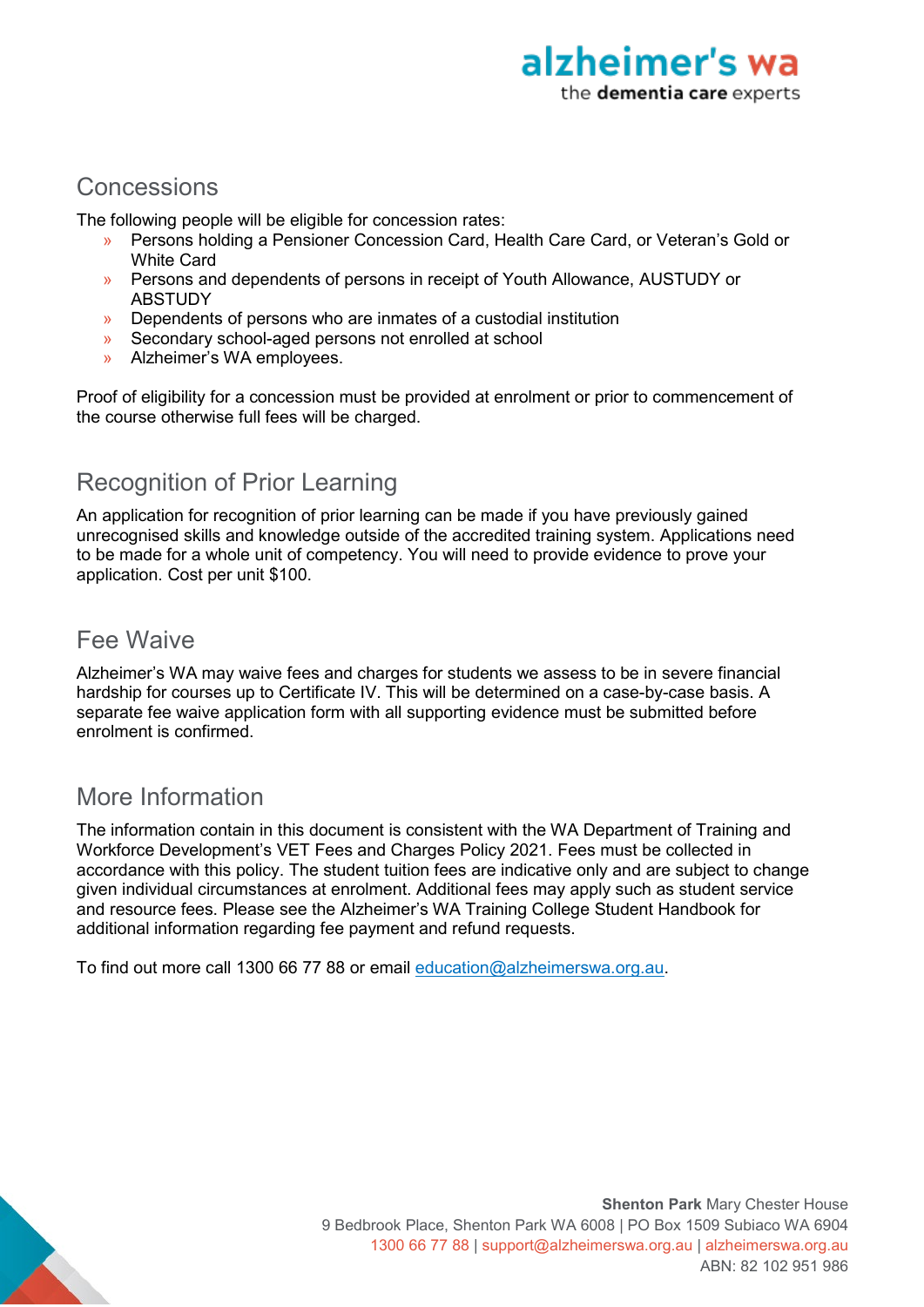## Concessions

The following people will be eligible for concession rates:

- Persons holding a Pensioner Concession Card, Health Care Card, or Veteran's Gold or White Card
- Persons and dependents of persons in receipt of Youth Allowance, AUSTUDY or ABSTUDY
- Dependents of persons who are inmates of a custodial institution
- Secondary school-aged persons not enrolled at school
- Alzheimer's WA employees.

Proof of eligibility for a concession must be provided at enrolment or prior to commencement of the course otherwise full fees will be charged.

## Recognition of Prior Learning

An application for recognition of prior learning can be made if you have previously gained unrecognised skills and knowledge outside of the accredited training system. Applications need to be made for a whole unit of competency. You will need to provide evidence to prove your application. Cost per unit $100.

## Fee Waive

Alzheimer's WA may waive fees and charges for students we assess to be in severe financial hardship for courses up to Certificate IV. This will be determined on a case-by-case basis. A separate fee waive application form with all supporting evidence must be submitted before enrolment is confirmed.

## More Information

The information contain in this document is consistent with the WA Department of Training and Workforce Development's VET Fees and Charges Policy 2021. Fees must be collected in accordance with this policy. The student tuition fees are indicative only and are subject to change given individual circumstances at enrolment. Additional fees may apply such as student service and resource fees. Please see the Alzheimer's WA Training College Student Handbook for additional information regarding fee payment and refund requests.

To find out more call 1300 66 77 88 or email education@alzheimerswa.org.au.